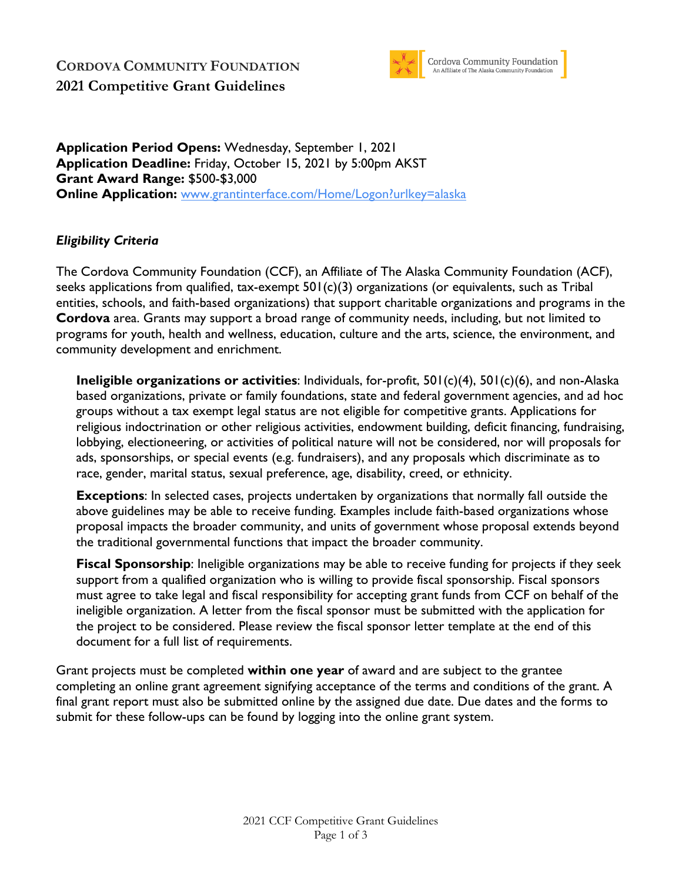# Cordova Community Foundation
## 2021 Competitive Grant Guidelines

**Application Period Opens:** Wednesday, September 1, 2021
**Application Deadline:** Friday, October 15, 2021 by 5:00pm AKST
**Grant Award Range:** $500-$3,000
**Online Application:** www.grantinterface.com/Home/Logon?urlkey=alaska

### *Eligibility Criteria*

The Cordova Community Foundation (CCF), an Affiliate of The Alaska Community Foundation (ACF), seeks applications from qualified, tax-exempt 501(c)(3) organizations (or equivalents, such as Tribal entities, schools, and faith-based organizations) that support charitable organizations and programs in the **Cordova** area. Grants may support a broad range of community needs, including, but not limited to programs for youth, health and wellness, education, culture and the arts, science, the environment, and community development and enrichment.

> **Ineligible organizations or activities**: Individuals, for-profit, 501(c)(4), 501(c)(6), and non-Alaska based organizations, private or family foundations, state and federal government agencies, and ad hoc groups without a tax exempt legal status are not eligible for competitive grants. Applications for religious indoctrination or other religious activities, endowment building, deficit financing, fundraising, lobbying, electioneering, or activities of political nature will not be considered, nor will proposals for ads, sponsorships, or special events (e.g. fundraisers), and any proposals which discriminate as to race, gender, marital status, sexual preference, age, disability, creed, or ethnicity.
>
> **Exceptions**: In selected cases, projects undertaken by organizations that normally fall outside the above guidelines may be able to receive funding. Examples include faith-based organizations whose proposal impacts the broader community, and units of government whose proposal extends beyond the traditional governmental functions that impact the broader community.
>
> **Fiscal Sponsorship**: Ineligible organizations may be able to receive funding for projects if they seek support from a qualified organization who is willing to provide fiscal sponsorship. Fiscal sponsors must agree to take legal and fiscal responsibility for accepting grant funds from CCF on behalf of the ineligible organization. A letter from the fiscal sponsor must be submitted with the application for the project to be considered. Please review the fiscal sponsor letter template at the end of this document for a full list of requirements.

Grant projects must be completed **within one year** of award and are subject to the grantee completing an online grant agreement signifying acceptance of the terms and conditions of the grant. A final grant report must also be submitted online by the assigned due date. Due dates and the forms to submit for these follow-ups can be found by logging into the online grant system.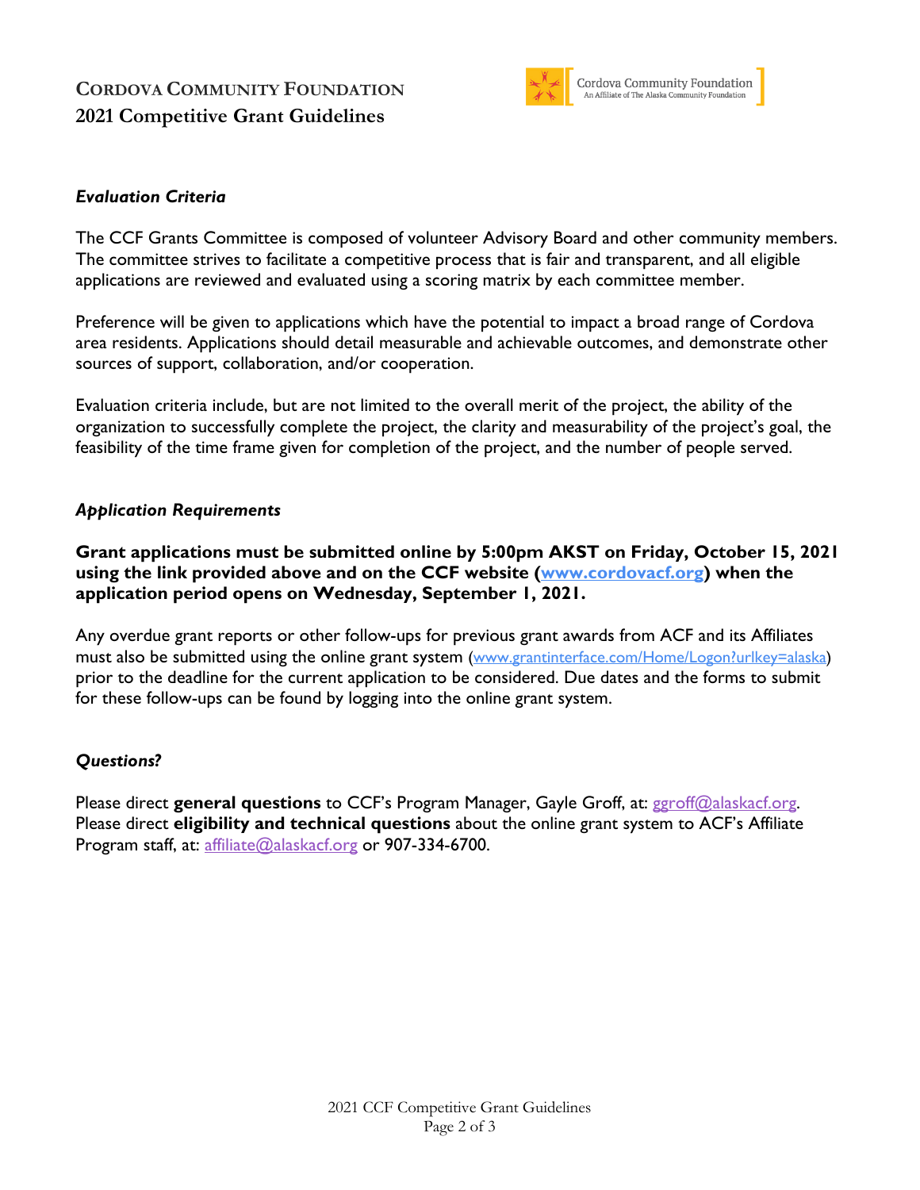### *Evaluation Criteria*

The CCF Grants Committee is composed of volunteer Advisory Board and other community members. The committee strives to facilitate a competitive process that is fair and transparent, and all eligible applications are reviewed and evaluated using a scoring matrix by each committee member.

Preference will be given to applications which have the potential to impact a broad range of Cordova area residents. Applications should detail measurable and achievable outcomes, and demonstrate other sources of support, collaboration, and/or cooperation.

Evaluation criteria include, but are not limited to the overall merit of the project, the ability of the organization to successfully complete the project, the clarity and measurability of the project's goal, the feasibility of the time frame given for completion of the project, and the number of people served.

### *Application Requirements*

**Grant applications must be submitted online by 5:00pm AKST on Friday, October 15, 2021 using the link provided above and on the CCF website ([www.cordovacf.org](www.cordovacf.org)) when the application period opens on Wednesday, September 1, 2021.**

Any overdue grant reports or other follow-ups for previous grant awards from ACF and its Affiliates must also be submitted using the online grant system ([www.grantinterface.com/Home/Logon?urlkey=alaska](www.grantinterface.com/Home/Logon?urlkey=alaska)) prior to the deadline for the current application to be considered. Due dates and the forms to submit for these follow-ups can be found by logging into the online grant system.

### *Questions?*

Please direct **general questions** to CCF's Program Manager, Gayle Groff, at: [ggroff@alaskacf.org](mailto:ggroff@alaskacf.org). Please direct **eligibility and technical questions** about the online grant system to ACF's Affiliate Program staff, at: [affiliate@alaskacf.org](mailto:affiliate@alaskacf.org) or 907-334-6700.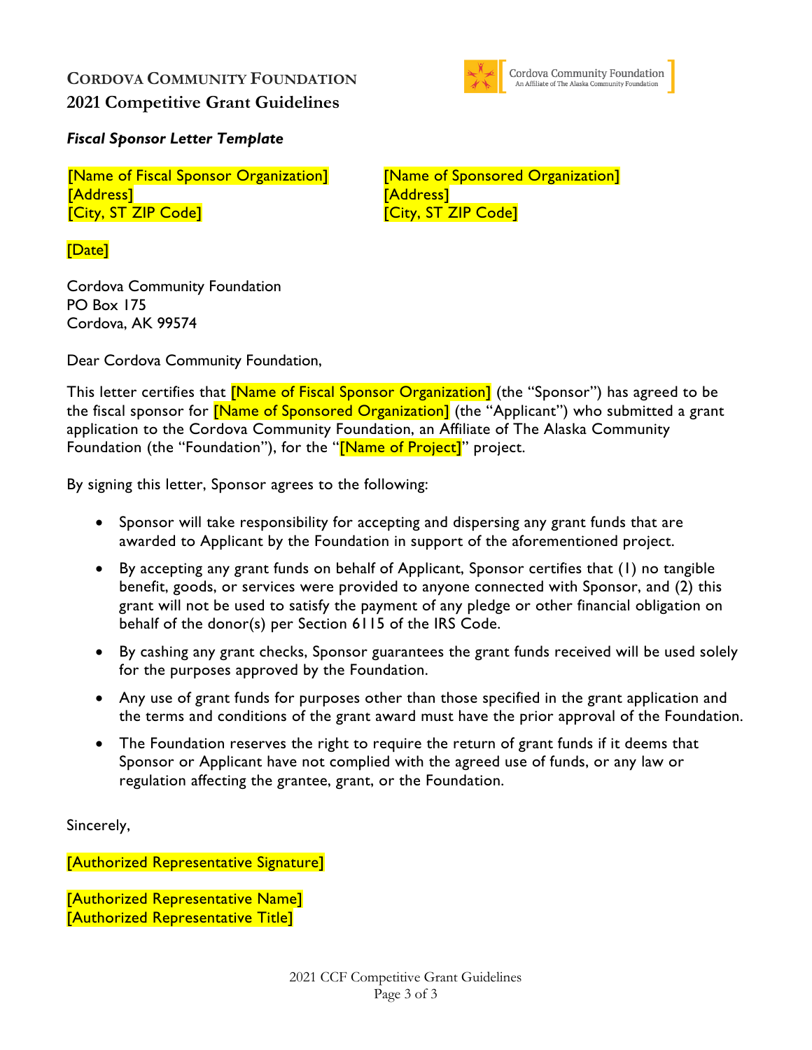**CORDOVA COMMUNITY FOUNDATION**
**2021 Competitive Grant Guidelines**

***Fiscal Sponsor Letter Template***

[Name of Fiscal Sponsor Organization]
[Address]
[City, ST ZIP Code]

[Name of Sponsored Organization]
[Address]
[City, ST ZIP Code]

[Date]

Cordova Community Foundation
PO Box 175
Cordova, AK 99574

Dear Cordova Community Foundation,

This letter certifies that [Name of Fiscal Sponsor Organization] (the "Sponsor") has agreed to be the fiscal sponsor for [Name of Sponsored Organization] (the "Applicant") who submitted a grant application to the Cordova Community Foundation, an Affiliate of The Alaska Community Foundation (the "Foundation"), for the "[Name of Project]" project.

By signing this letter, Sponsor agrees to the following:

- Sponsor will take responsibility for accepting and dispersing any grant funds that are awarded to Applicant by the Foundation in support of the aforementioned project.
- By accepting any grant funds on behalf of Applicant, Sponsor certifies that (1) no tangible benefit, goods, or services were provided to anyone connected with Sponsor, and (2) this grant will not be used to satisfy the payment of any pledge or other financial obligation on behalf of the donor(s) per Section 6115 of the IRS Code.
- By cashing any grant checks, Sponsor guarantees the grant funds received will be used solely for the purposes approved by the Foundation.
- Any use of grant funds for purposes other than those specified in the grant application and the terms and conditions of the grant award must have the prior approval of the Foundation.
- The Foundation reserves the right to require the return of grant funds if it deems that Sponsor or Applicant have not complied with the agreed use of funds, or any law or regulation affecting the grantee, grant, or the Foundation.

Sincerely,

[Authorized Representative Signature]

[Authorized Representative Name]
[Authorized Representative Title]